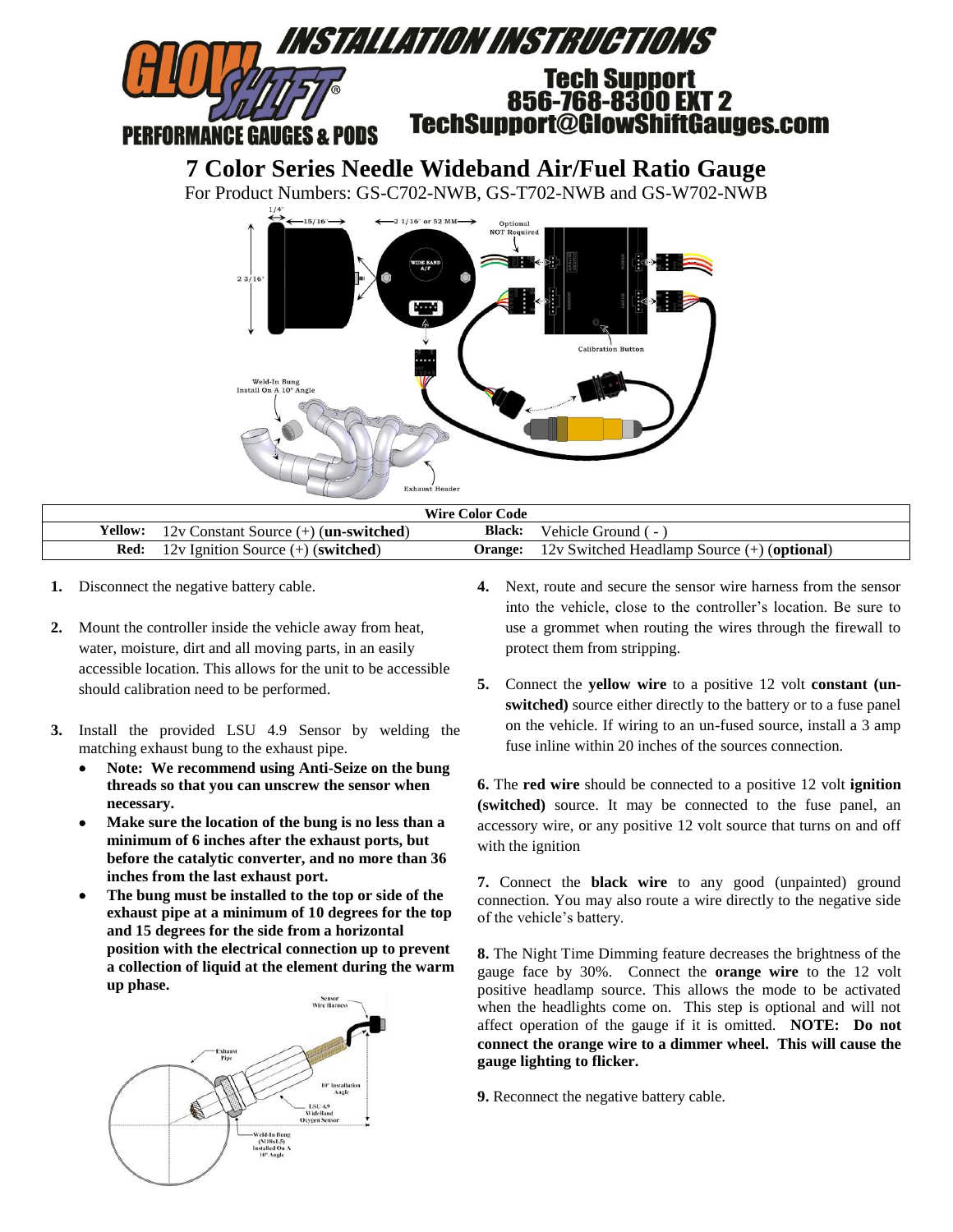# INSTALLATION INSTRUCTIONS

**GLOWSHIFT® PERFORMANCE GAUGES & PODS**

**Tech Support**
**856-768-8300 EXT 2**
**TechSupport@GlowShiftGauges.com**

## 7 Color Series Needle Wideband Air/Fuel Ratio Gauge

For Product Numbers: GS-C702-NWB, GS-T702-NWB and GS-W702-NWB

| Wire Color Code | | | |
|---|---|---|---|
| **Yellow:** | 12v Constant Source (+) (**un-switched**) | **Black:** | Vehicle Ground ( - ) |
| **Red:** | 12v Ignition Source (+) (**switched**) | **Orange:** | 12v Switched Headlamp Source (+) (**optional**) |

1. Disconnect the negative battery cable.

2. Mount the controller inside the vehicle away from heat, water, moisture, dirt and all moving parts, in an easily accessible location. This allows for the unit to be accessible should calibration need to be performed.

3. Install the provided LSU 4.9 Sensor by welding the matching exhaust bung to the exhaust pipe.
   - **Note: We recommend using Anti-Seize on the bung threads so that you can unscrew the sensor when necessary.**
   - **Make sure the location of the bung is no less than a minimum of 6 inches after the exhaust ports, but before the catalytic converter, and no more than 36 inches from the last exhaust port.**
   - **The bung must be installed to the top or side of the exhaust pipe at a minimum of 10 degrees for the top and 15 degrees for the side from a horizontal position with the electrical connection up to prevent a collection of liquid at the element during the warm up phase.**

4. Next, route and secure the sensor wire harness from the sensor into the vehicle, close to the controller's location. Be sure to use a grommet when routing the wires through the firewall to protect them from stripping.

5. Connect the **yellow wire** to a positive 12 volt **constant (un-switched)** source either directly to the battery or to a fuse panel on the vehicle. If wiring to an un-fused source, install a 3 amp fuse inline within 20 inches of the sources connection.

**6.** The **red wire** should be connected to a positive 12 volt **ignition (switched)** source. It may be connected to the fuse panel, an accessory wire, or any positive 12 volt source that turns on and off with the ignition

**7.** Connect the **black wire** to any good (unpainted) ground connection. You may also route a wire directly to the negative side of the vehicle's battery.

**8.** The Night Time Dimming feature decreases the brightness of the gauge face by 30%. Connect the **orange wire** to the 12 volt positive headlamp source. This allows the mode to be activated when the headlights come on. This step is optional and will not affect operation of the gauge if it is omitted. **NOTE: Do not connect the orange wire to a dimmer wheel. This will cause the gauge lighting to flicker.**

**9.** Reconnect the negative battery cable.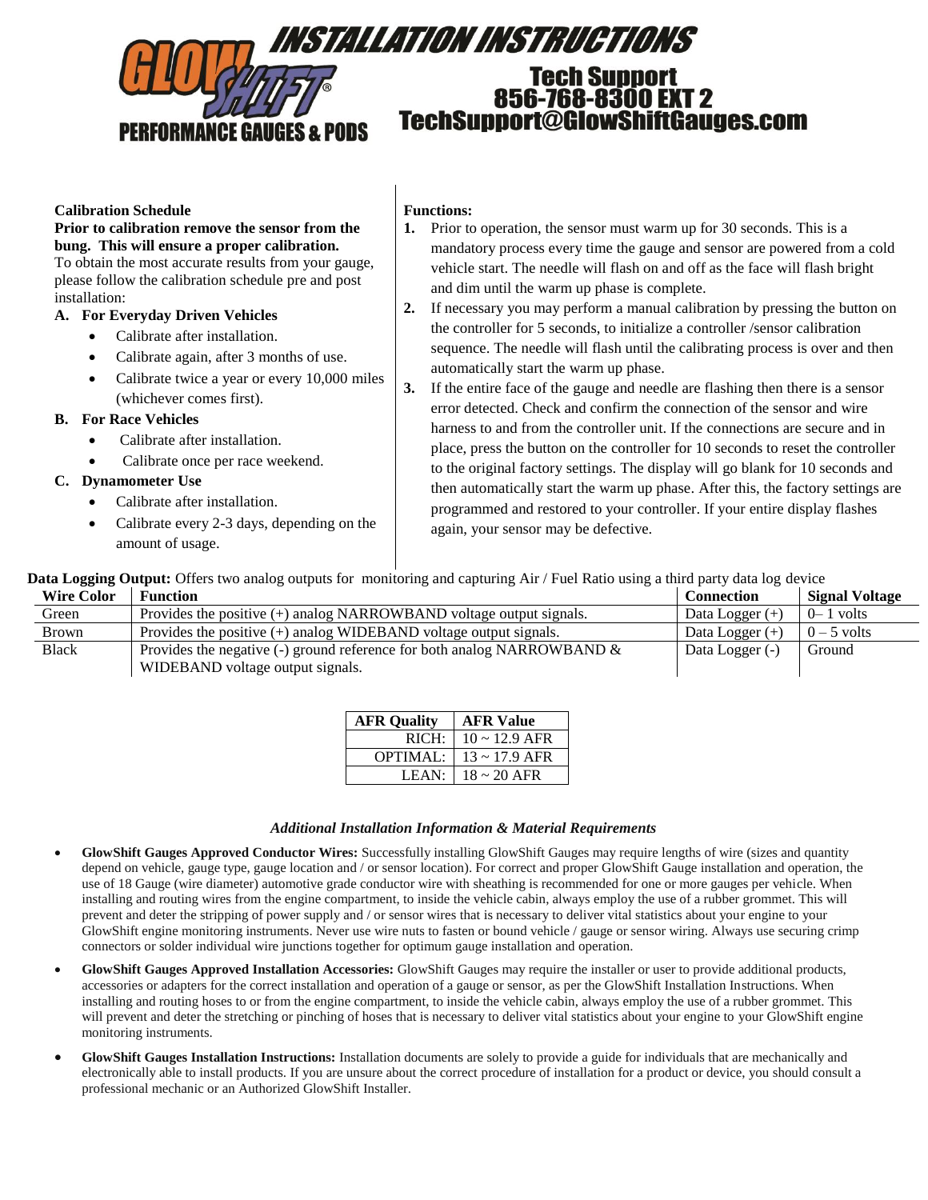# INSTALLATION INSTRUCTIONS

**GLOWSHIFT® PERFORMANCE GAUGES & PODS**

**Tech Support**
**856-768-8300 EXT 2**
**TechSupport@GlowShiftGauges.com**

**Calibration Schedule**

**Prior to calibration remove the sensor from the bung. This will ensure a proper calibration.**

To obtain the most accurate results from your gauge, please follow the calibration schedule pre and post installation:

**A. For Everyday Driven Vehicles**
- Calibrate after installation.
- Calibrate again, after 3 months of use.
- Calibrate twice a year or every 10,000 miles (whichever comes first).

**B. For Race Vehicles**
- Calibrate after installation.
- Calibrate once per race weekend.

**C. Dynamometer Use**
- Calibrate after installation.
- Calibrate every 2-3 days, depending on the amount of usage.

**Functions:**

1. Prior to operation, the sensor must warm up for 30 seconds. This is a mandatory process every time the gauge and sensor are powered from a cold vehicle start. The needle will flash on and off as the face will flash bright and dim until the warm up phase is complete.
2. If necessary you may perform a manual calibration by pressing the button on the controller for 5 seconds, to initialize a controller /sensor calibration sequence. The needle will flash until the calibrating process is over and then automatically start the warm up phase.
3. If the entire face of the gauge and needle are flashing then there is a sensor error detected. Check and confirm the connection of the sensor and wire harness to and from the controller unit. If the connections are secure and in place, press the button on the controller for 10 seconds to reset the controller to the original factory settings. The display will go blank for 10 seconds and then automatically start the warm up phase. After this, the factory settings are programmed and restored to your controller. If your entire display flashes again, your sensor may be defective.

**Data Logging Output:** Offers two analog outputs for monitoring and capturing Air / Fuel Ratio using a third party data log device

| Wire Color | Function | Connection | Signal Voltage |
|---|---|---|---|
| Green | Provides the positive (+) analog NARROWBAND voltage output signals. | Data Logger (+) | 0– 1 volts |
| Brown | Provides the positive (+) analog WIDEBAND voltage output signals. | Data Logger (+) | 0 – 5 volts |
| Black | Provides the negative (-) ground reference for both analog NARROWBAND & WIDEBAND voltage output signals. | Data Logger (-) | Ground |

| AFR Quality | AFR Value |
|---|---|
| RICH: | 10 ~ 12.9 AFR |
| OPTIMAL: | 13 ~ 17.9 AFR |
| LEAN: | 18 ~ 20 AFR |

*Additional Installation Information & Material Requirements*

- **GlowShift Gauges Approved Conductor Wires:** Successfully installing GlowShift Gauges may require lengths of wire (sizes and quantity depend on vehicle, gauge type, gauge location and / or sensor location). For correct and proper GlowShift Gauge installation and operation, the use of 18 Gauge (wire diameter) automotive grade conductor wire with sheathing is recommended for one or more gauges per vehicle. When installing and routing wires from the engine compartment, to inside the vehicle cabin, always employ the use of a rubber grommet. This will prevent and deter the stripping of power supply and / or sensor wires that is necessary to deliver vital statistics about your engine to your GlowShift engine monitoring instruments. Never use wire nuts to fasten or bound vehicle / gauge or sensor wiring. Always use securing crimp connectors or solder individual wire junctions together for optimum gauge installation and operation.
- **GlowShift Gauges Approved Installation Accessories:** GlowShift Gauges may require the installer or user to provide additional products, accessories or adapters for the correct installation and operation of a gauge or sensor, as per the GlowShift Installation Instructions. When installing and routing hoses to or from the engine compartment, to inside the vehicle cabin, always employ the use of a rubber grommet. This will prevent and deter the stretching or pinching of hoses that is necessary to deliver vital statistics about your engine to your GlowShift engine monitoring instruments.
- **GlowShift Gauges Installation Instructions:** Installation documents are solely to provide a guide for individuals that are mechanically and electronically able to install products. If you are unsure about the correct procedure of installation for a product or device, you should consult a professional mechanic or an Authorized GlowShift Installer.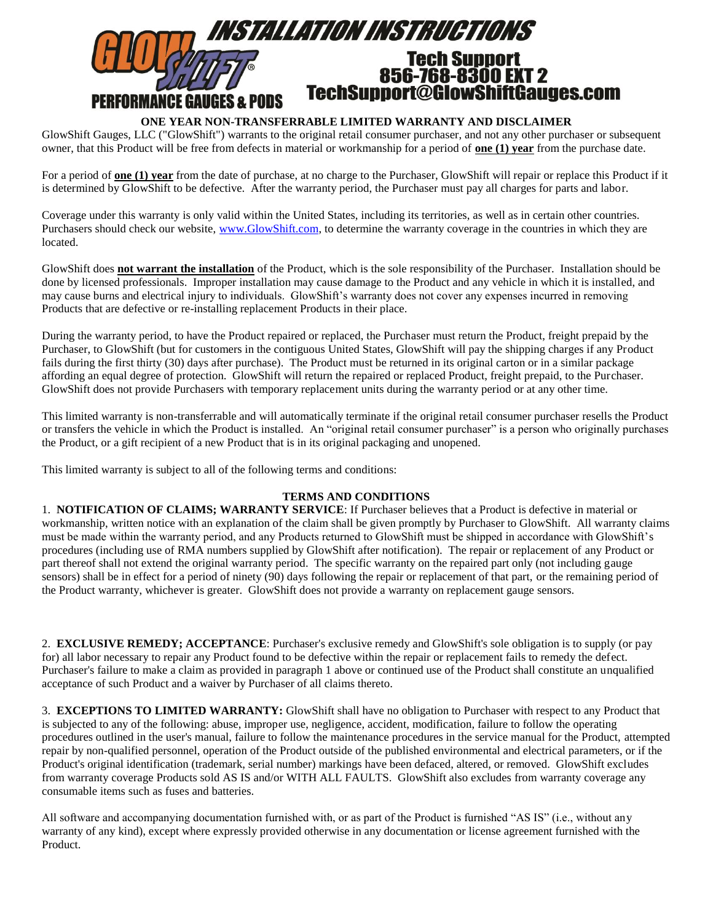# INSTALLATION INSTRUCTIONS

**GLOWSHIFT® PERFORMANCE GAUGES & PODS**

**Tech Support**
**856-768-8300 EXT 2**
**TechSupport@GlowShiftGauges.com**

## ONE YEAR NON-TRANSFERRABLE LIMITED WARRANTY AND DISCLAIMER

GlowShift Gauges, LLC ("GlowShift") warrants to the original retail consumer purchaser, and not any other purchaser or subsequent owner, that this Product will be free from defects in material or workmanship for a period of **one (1) year** from the purchase date.

For a period of **one (1) year** from the date of purchase, at no charge to the Purchaser, GlowShift will repair or replace this Product if it is determined by GlowShift to be defective. After the warranty period, the Purchaser must pay all charges for parts and labor.

Coverage under this warranty is only valid within the United States, including its territories, as well as in certain other countries. Purchasers should check our website, [www.GlowShift.com](http://www.GlowShift.com), to determine the warranty coverage in the countries in which they are located.

GlowShift does **not warrant the installation** of the Product, which is the sole responsibility of the Purchaser. Installation should be done by licensed professionals. Improper installation may cause damage to the Product and any vehicle in which it is installed, and may cause burns and electrical injury to individuals. GlowShift's warranty does not cover any expenses incurred in removing Products that are defective or re-installing replacement Products in their place.

During the warranty period, to have the Product repaired or replaced, the Purchaser must return the Product, freight prepaid by the Purchaser, to GlowShift (but for customers in the contiguous United States, GlowShift will pay the shipping charges if any Product fails during the first thirty (30) days after purchase). The Product must be returned in its original carton or in a similar package affording an equal degree of protection. GlowShift will return the repaired or replaced Product, freight prepaid, to the Purchaser. GlowShift does not provide Purchasers with temporary replacement units during the warranty period or at any other time.

This limited warranty is non-transferrable and will automatically terminate if the original retail consumer purchaser resells the Product or transfers the vehicle in which the Product is installed. An "original retail consumer purchaser" is a person who originally purchases the Product, or a gift recipient of a new Product that is in its original packaging and unopened.

This limited warranty is subject to all of the following terms and conditions:

## TERMS AND CONDITIONS

1. **NOTIFICATION OF CLAIMS; WARRANTY SERVICE**: If Purchaser believes that a Product is defective in material or workmanship, written notice with an explanation of the claim shall be given promptly by Purchaser to GlowShift. All warranty claims must be made within the warranty period, and any Products returned to GlowShift must be shipped in accordance with GlowShift's procedures (including use of RMA numbers supplied by GlowShift after notification). The repair or replacement of any Product or part thereof shall not extend the original warranty period. The specific warranty on the repaired part only (not including gauge sensors) shall be in effect for a period of ninety (90) days following the repair or replacement of that part, or the remaining period of the Product warranty, whichever is greater. GlowShift does not provide a warranty on replacement gauge sensors.

2. **EXCLUSIVE REMEDY; ACCEPTANCE**: Purchaser's exclusive remedy and GlowShift's sole obligation is to supply (or pay for) all labor necessary to repair any Product found to be defective within the repair or replacement fails to remedy the defect. Purchaser's failure to make a claim as provided in paragraph 1 above or continued use of the Product shall constitute an unqualified acceptance of such Product and a waiver by Purchaser of all claims thereto.

3. **EXCEPTIONS TO LIMITED WARRANTY:** GlowShift shall have no obligation to Purchaser with respect to any Product that is subjected to any of the following: abuse, improper use, negligence, accident, modification, failure to follow the operating procedures outlined in the user's manual, failure to follow the maintenance procedures in the service manual for the Product, attempted repair by non-qualified personnel, operation of the Product outside of the published environmental and electrical parameters, or if the Product's original identification (trademark, serial number) markings have been defaced, altered, or removed. GlowShift excludes from warranty coverage Products sold AS IS and/or WITH ALL FAULTS. GlowShift also excludes from warranty coverage any consumable items such as fuses and batteries.

All software and accompanying documentation furnished with, or as part of the Product is furnished "AS IS" (i.e., without any warranty of any kind), except where expressly provided otherwise in any documentation or license agreement furnished with the Product.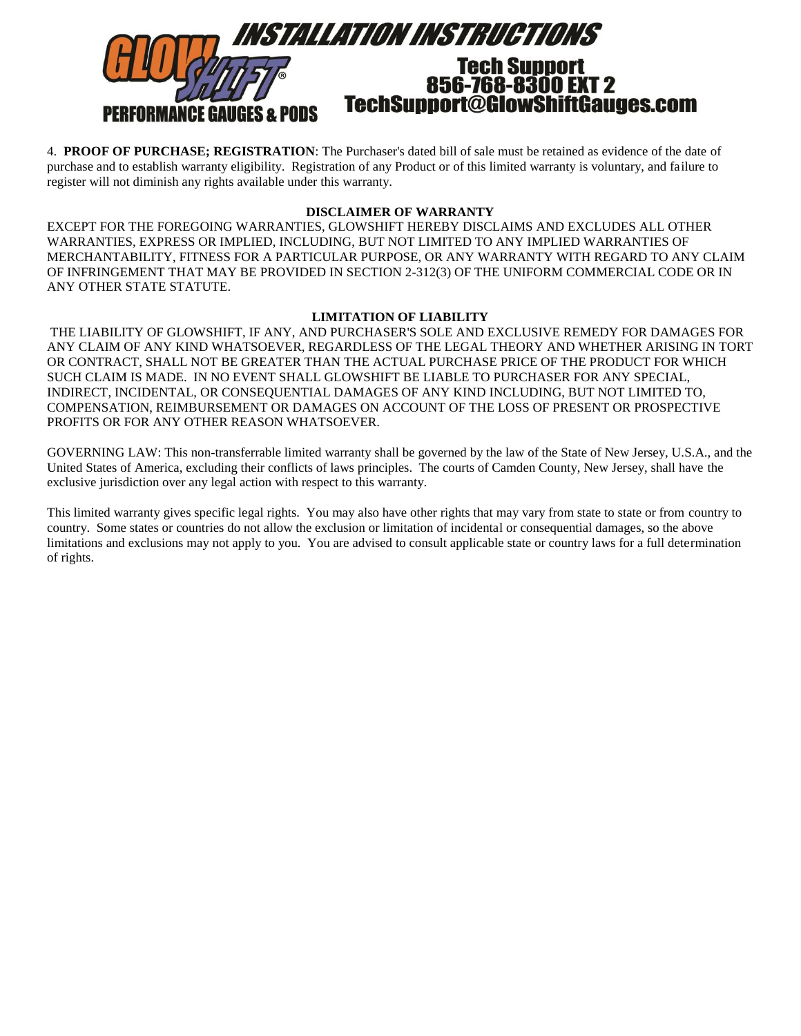4. **PROOF OF PURCHASE; REGISTRATION**: The Purchaser's dated bill of sale must be retained as evidence of the date of purchase and to establish warranty eligibility. Registration of any Product or of this limited warranty is voluntary, and failure to register will not diminish any rights available under this warranty.

**DISCLAIMER OF WARRANTY**

EXCEPT FOR THE FOREGOING WARRANTIES, GLOWSHIFT HEREBY DISCLAIMS AND EXCLUDES ALL OTHER WARRANTIES, EXPRESS OR IMPLIED, INCLUDING, BUT NOT LIMITED TO ANY IMPLIED WARRANTIES OF MERCHANTABILITY, FITNESS FOR A PARTICULAR PURPOSE, OR ANY WARRANTY WITH REGARD TO ANY CLAIM OF INFRINGEMENT THAT MAY BE PROVIDED IN SECTION 2-312(3) OF THE UNIFORM COMMERCIAL CODE OR IN ANY OTHER STATE STATUTE.

**LIMITATION OF LIABILITY**

THE LIABILITY OF GLOWSHIFT, IF ANY, AND PURCHASER'S SOLE AND EXCLUSIVE REMEDY FOR DAMAGES FOR ANY CLAIM OF ANY KIND WHATSOEVER, REGARDLESS OF THE LEGAL THEORY AND WHETHER ARISING IN TORT OR CONTRACT, SHALL NOT BE GREATER THAN THE ACTUAL PURCHASE PRICE OF THE PRODUCT FOR WHICH SUCH CLAIM IS MADE. IN NO EVENT SHALL GLOWSHIFT BE LIABLE TO PURCHASER FOR ANY SPECIAL, INDIRECT, INCIDENTAL, OR CONSEQUENTIAL DAMAGES OF ANY KIND INCLUDING, BUT NOT LIMITED TO, COMPENSATION, REIMBURSEMENT OR DAMAGES ON ACCOUNT OF THE LOSS OF PRESENT OR PROSPECTIVE PROFITS OR FOR ANY OTHER REASON WHATSOEVER.

GOVERNING LAW: This non-transferrable limited warranty shall be governed by the law of the State of New Jersey, U.S.A., and the United States of America, excluding their conflicts of laws principles. The courts of Camden County, New Jersey, shall have the exclusive jurisdiction over any legal action with respect to this warranty.

This limited warranty gives specific legal rights. You may also have other rights that may vary from state to state or from country to country. Some states or countries do not allow the exclusion or limitation of incidental or consequential damages, so the above limitations and exclusions may not apply to you. You are advised to consult applicable state or country laws for a full determination of rights.